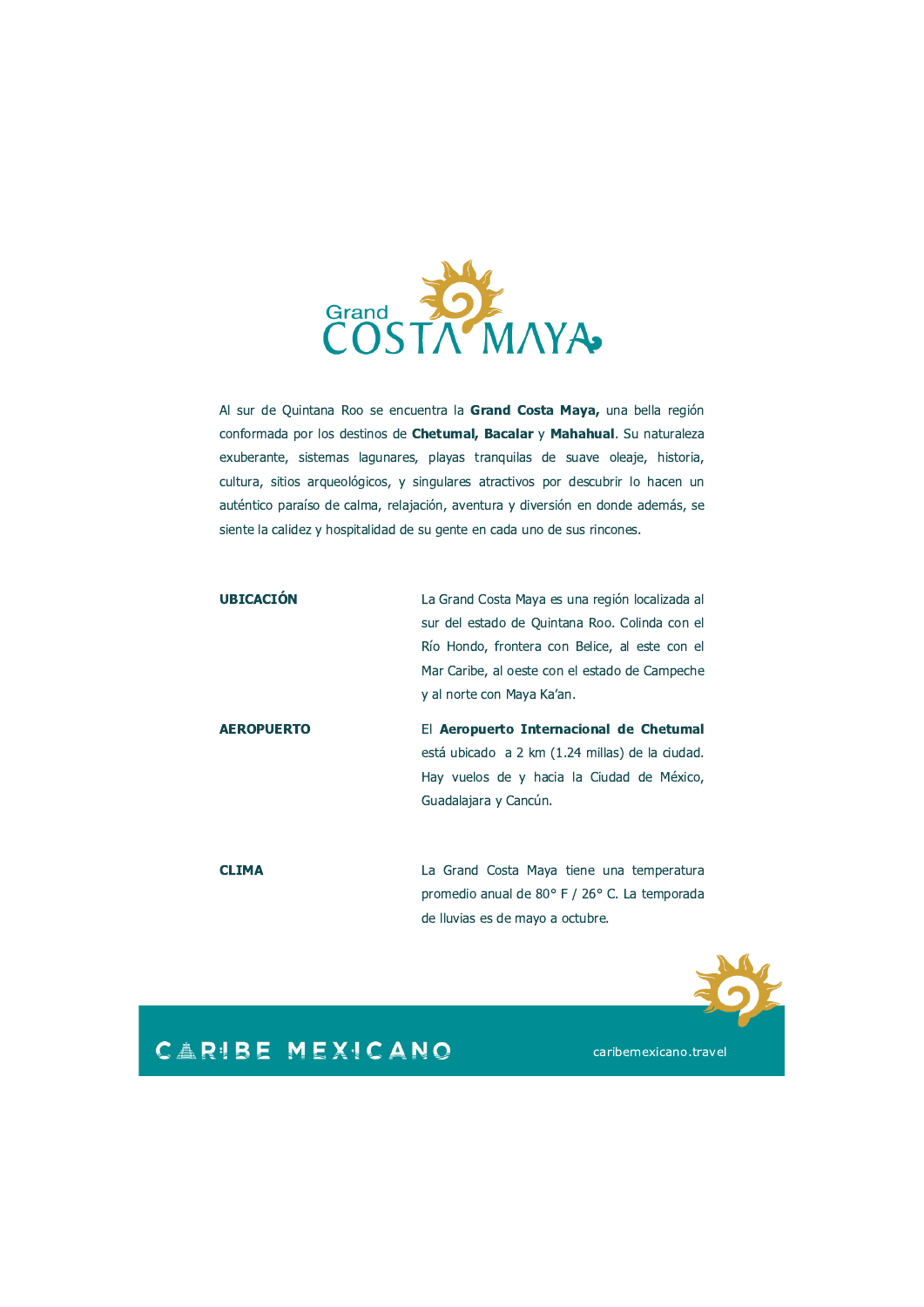# Grand COSTA MAYA

Al sur de Quintana Roo se encuentra la **Grand Costa Maya,** una bella región conformada por los destinos de **Chetumal, Bacalar** y **Mahahual**. Su naturaleza exuberante, sistemas lagunares, playas tranquilas de suave oleaje, historia, cultura, sitios arqueológicos, y singulares atractivos por descubrir lo hacen un auténtico paraíso de calma, relajación, aventura y diversión en donde además, se siente la calidez y hospitalidad de su gente en cada uno de sus rincones.

**UBICACIÓN**

La Grand Costa Maya es una región localizada al sur del estado de Quintana Roo. Colinda con el Río Hondo, frontera con Belice, al este con el Mar Caribe, al oeste con el estado de Campeche y al norte con Maya Ka'an.

**AEROPUERTO**

El **Aeropuerto Internacional de Chetumal** está ubicado a 2 km (1.24 millas) de la ciudad. Hay vuelos de y hacia la Ciudad de México, Guadalajara y Cancún.

**CLIMA**

La Grand Costa Maya tiene una temperatura promedio anual de 80° F / 26° C. La temporada de lluvias es de mayo a octubre.

CARIBE MEXICANO

caribemexicano.travel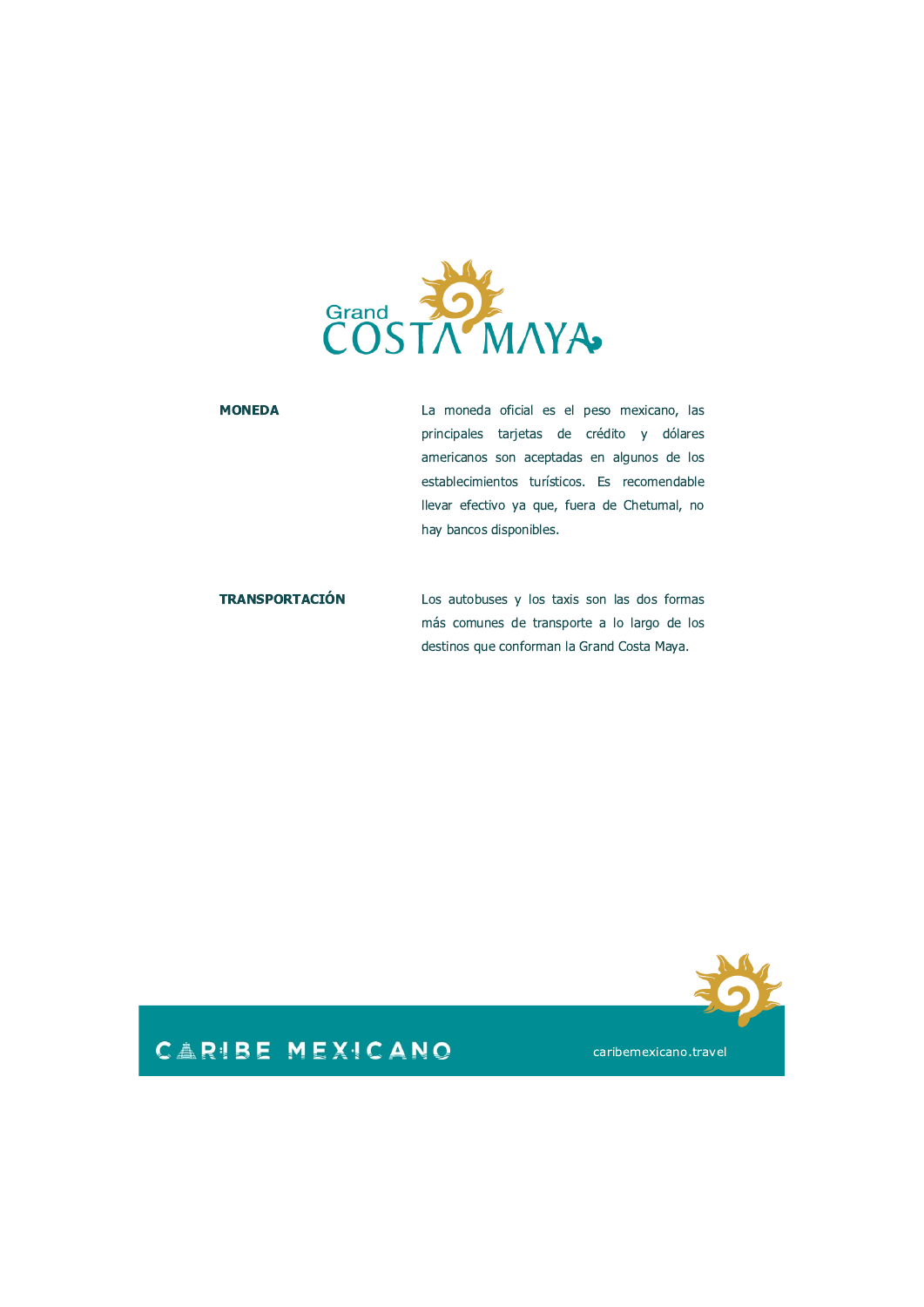**MONEDA**

La moneda oficial es el peso mexicano, las principales tarjetas de crédito y dólares americanos son aceptadas en algunos de los establecimientos turísticos. Es recomendable llevar efectivo ya que, fuera de Chetumal, no hay bancos disponibles.

**TRANSPORTACIÓN**

Los autobuses y los taxis son las dos formas más comunes de transporte a lo largo de los destinos que conforman la Grand Costa Maya.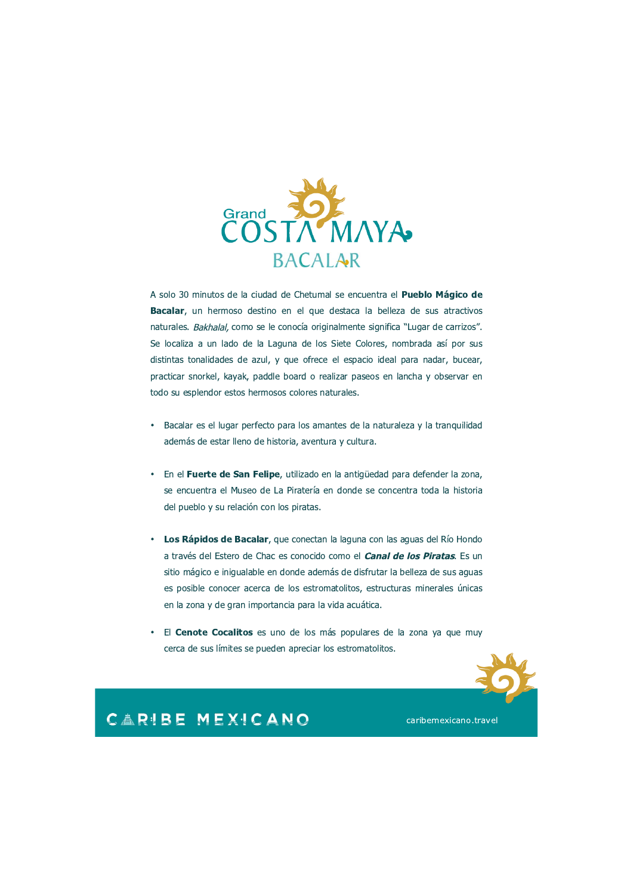# Grand COSTA MAYA BACALAR

A solo 30 minutos de la ciudad de Chetumal se encuentra el **Pueblo Mágico de Bacalar**, un hermoso destino en el que destaca la belleza de sus atractivos naturales. *Bakhalal,* como se le conocía originalmente significa "Lugar de carrizos". Se localiza a un lado de la Laguna de los Siete Colores, nombrada así por sus distintas tonalidades de azul, y que ofrece el espacio ideal para nadar, bucear, practicar snorkel, kayak, paddle board o realizar paseos en lancha y observar en todo su esplendor estos hermosos colores naturales.

- Bacalar es el lugar perfecto para los amantes de la naturaleza y la tranquilidad además de estar lleno de historia, aventura y cultura.

- En el **Fuerte de San Felipe**, utilizado en la antigüedad para defender la zona, se encuentra el Museo de La Piratería en donde se concentra toda la historia del pueblo y su relación con los piratas.

- **Los Rápidos de Bacalar**, que conectan la laguna con las aguas del Río Hondo a través del Estero de Chac es conocido como el ***Canal de los Piratas***. Es un sitio mágico e inigualable en donde además de disfrutar la belleza de sus aguas es posible conocer acerca de los estromatolitos, estructuras minerales únicas en la zona y de gran importancia para la vida acuática.

- El **Cenote Cocalitos** es uno de los más populares de la zona ya que muy cerca de sus límites se pueden apreciar los estromatolitos.

CARIBE MEXICANO caribemexicano.travel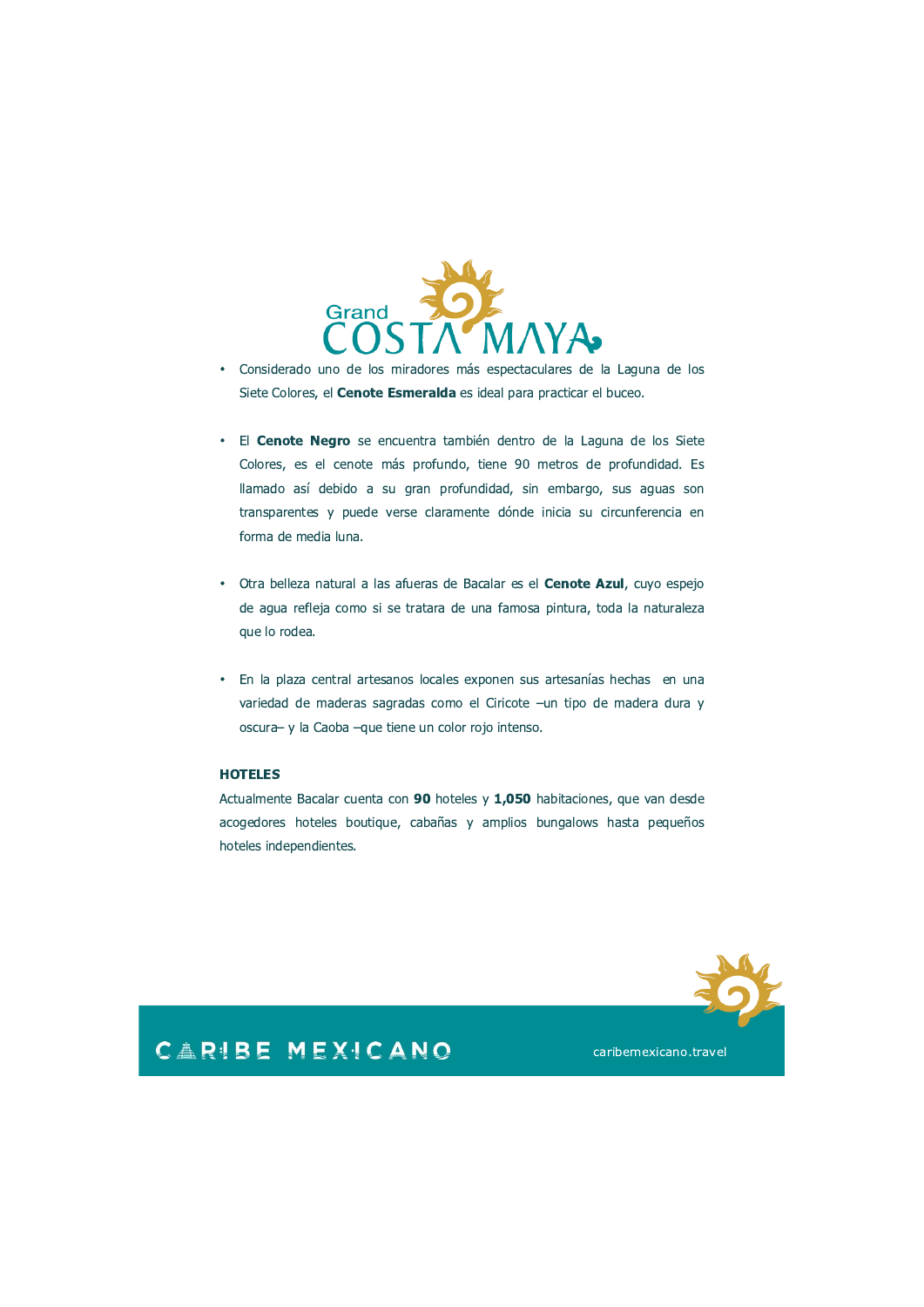- Considerado uno de los miradores más espectaculares de la Laguna de los Siete Colores, el **Cenote Esmeralda** es ideal para practicar el buceo.

- El **Cenote Negro** se encuentra también dentro de la Laguna de los Siete Colores, es el cenote más profundo, tiene 90 metros de profundidad. Es llamado así debido a su gran profundidad, sin embargo, sus aguas son transparentes y puede verse claramente dónde inicia su circunferencia en forma de media luna.

- Otra belleza natural a las afueras de Bacalar es el **Cenote Azul**, cuyo espejo de agua refleja como si se tratara de una famosa pintura, toda la naturaleza que lo rodea.

- En la plaza central artesanos locales exponen sus artesanías hechas en una variedad de maderas sagradas como el Ciricote –un tipo de madera dura y oscura– y la Caoba –que tiene un color rojo intenso.

**HOTELES**

Actualmente Bacalar cuenta con **90** hoteles y **1,050** habitaciones, que van desde acogedores hoteles boutique, cabañas y amplios bungalows hasta pequeños hoteles independientes.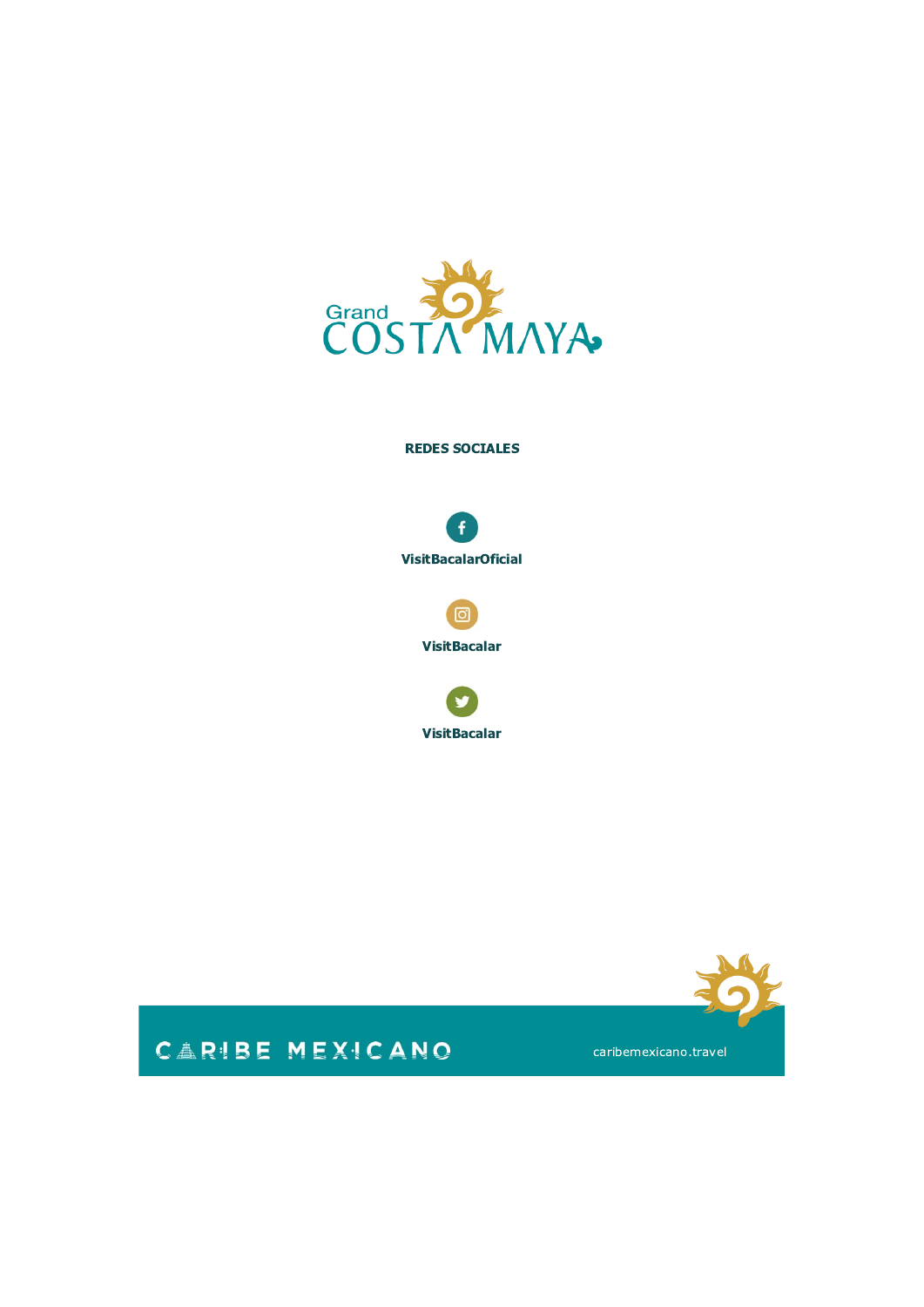Grand COSTA MAYA

**REDES SOCIALES**

**VisitBacalarOficial**

**VisitBacalar**

**VisitBacalar**

CARIBE MEXICANO

caribemexicano.travel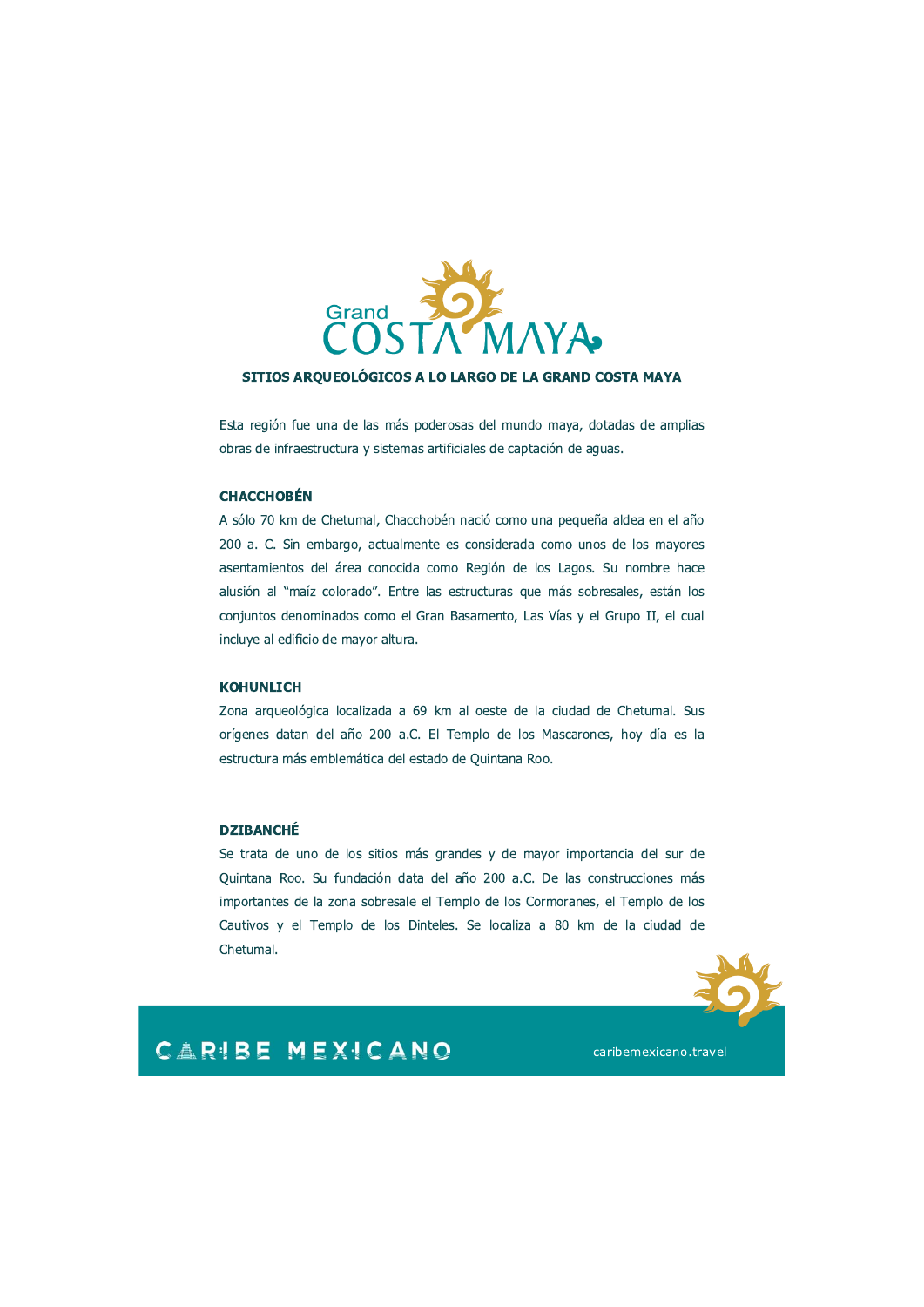## SITIOS ARQUEOLÓGICOS A LO LARGO DE LA GRAND COSTA MAYA

Esta región fue una de las más poderosas del mundo maya, dotadas de amplias obras de infraestructura y sistemas artificiales de captación de aguas.

### CHACCHOBÉN

A sólo 70 km de Chetumal, Chacchobén nació como una pequeña aldea en el año 200 a. C. Sin embargo, actualmente es considerada como unos de los mayores asentamientos del área conocida como Región de los Lagos. Su nombre hace alusión al "maíz colorado". Entre las estructuras que más sobresales, están los conjuntos denominados como el Gran Basamento, Las Vías y el Grupo II, el cual incluye al edificio de mayor altura.

### KOHUNLICH

Zona arqueológica localizada a 69 km al oeste de la ciudad de Chetumal. Sus orígenes datan del año 200 a.C. El Templo de los Mascarones, hoy día es la estructura más emblemática del estado de Quintana Roo.

### DZIBANCHÉ

Se trata de uno de los sitios más grandes y de mayor importancia del sur de Quintana Roo. Su fundación data del año 200 a.C. De las construcciones más importantes de la zona sobresale el Templo de los Cormoranes, el Templo de los Cautivos y el Templo de los Dinteles. Se localiza a 80 km de la ciudad de Chetumal.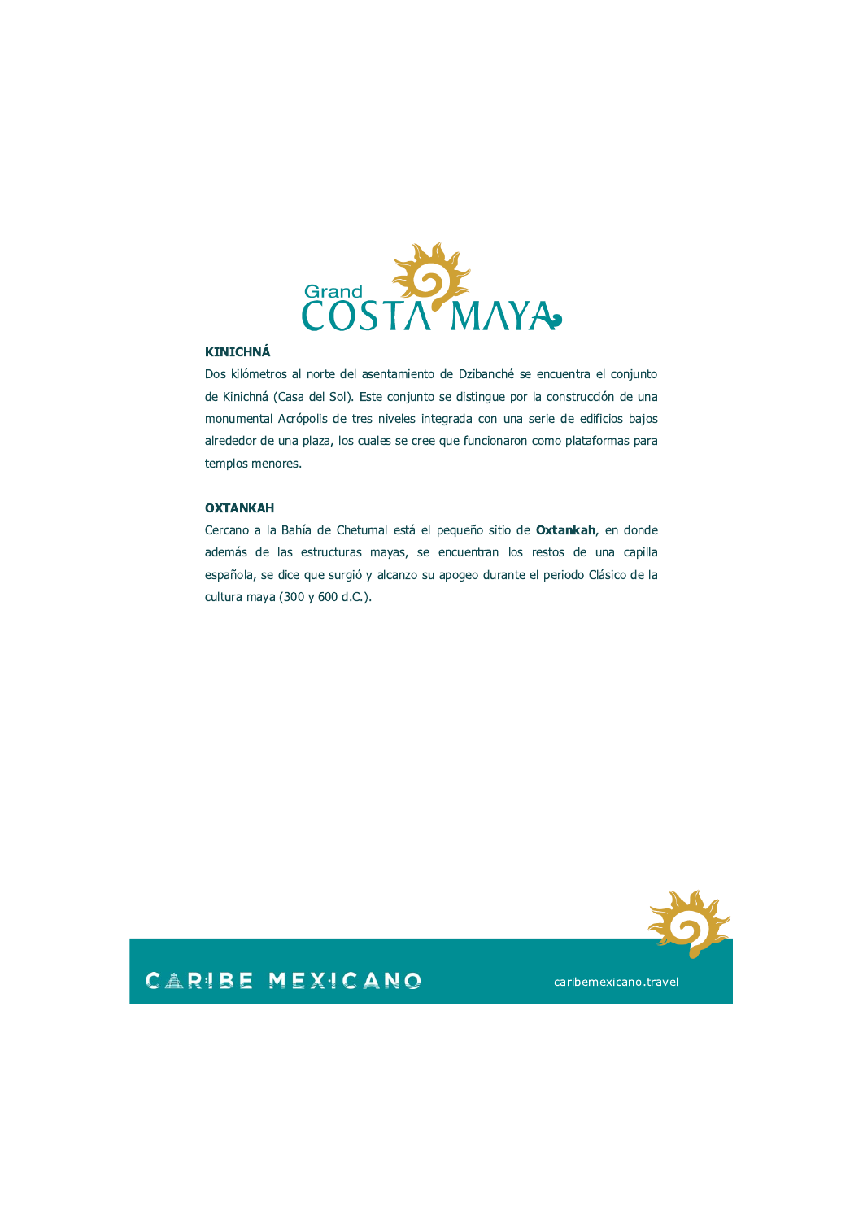## KINICHNÁ

Dos kilómetros al norte del asentamiento de Dzibanché se encuentra el conjunto de Kinichná (Casa del Sol). Este conjunto se distingue por la construcción de una monumental Acrópolis de tres niveles integrada con una serie de edificios bajos alrededor de una plaza, los cuales se cree que funcionaron como plataformas para templos menores.

## OXTANKAH

Cercano a la Bahía de Chetumal está el pequeño sitio de **Oxtankah**, en donde además de las estructuras mayas, se encuentran los restos de una capilla española, se dice que surgió y alcanzo su apogeo durante el periodo Clásico de la cultura maya (300 y 600 d.C.).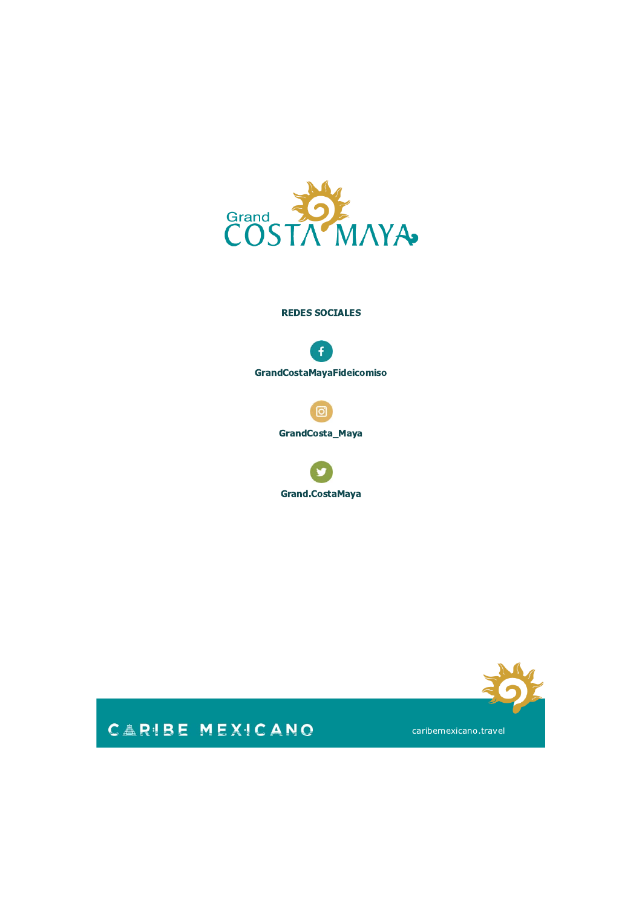Grand COSTA MAYA

**REDES SOCIALES**

**GrandCostaMayaFideicomiso**

**GrandCosta_Maya**

**Grand.CostaMaya**

CARIBE MEXICANO

caribemexicano.travel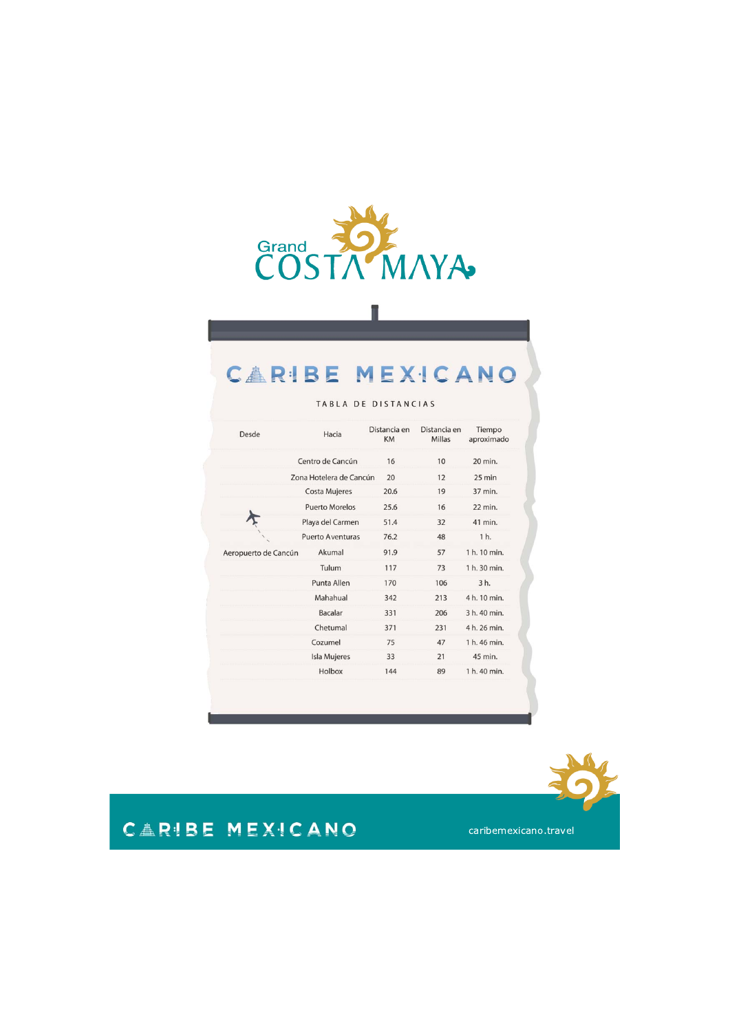Grand COSTA MAYA

# CARIBE MEXICANO

## TABLA DE DISTANCIAS

| Desde | Hacia | Distancia en KM | Distancia en Millas | Tiempo aproximado |
|---|---|---|---|---|
| Aeropuerto de Cancún | Centro de Cancún | 16 | 10 | 20 min. |
| | Zona Hotelera de Cancún | 20 | 12 | 25 min |
| | Costa Mujeres | 20.6 | 19 | 37 min. |
| | Puerto Morelos | 25.6 | 16 | 22 min. |
| | Playa del Carmen | 51.4 | 32 | 41 min. |
| | Puerto Aventuras | 76.2 | 48 | 1 h. |
| | Akumal | 91.9 | 57 | 1 h. 10 min. |
| | Tulum | 117 | 73 | 1 h. 30 min. |
| | Punta Allen | 170 | 106 | 3 h. |
| | Mahahual | 342 | 213 | 4 h. 10 min. |
| | Bacalar | 331 | 206 | 3 h. 40 min. |
| | Chetumal | 371 | 231 | 4 h. 26 min. |
| | Cozumel | 75 | 47 | 1 h. 46 min. |
| | Isla Mujeres | 33 | 21 | 45 min. |
| | Holbox | 144 | 89 | 1 h. 40 min. |

CARIBE MEXICANO

caribemexicano.travel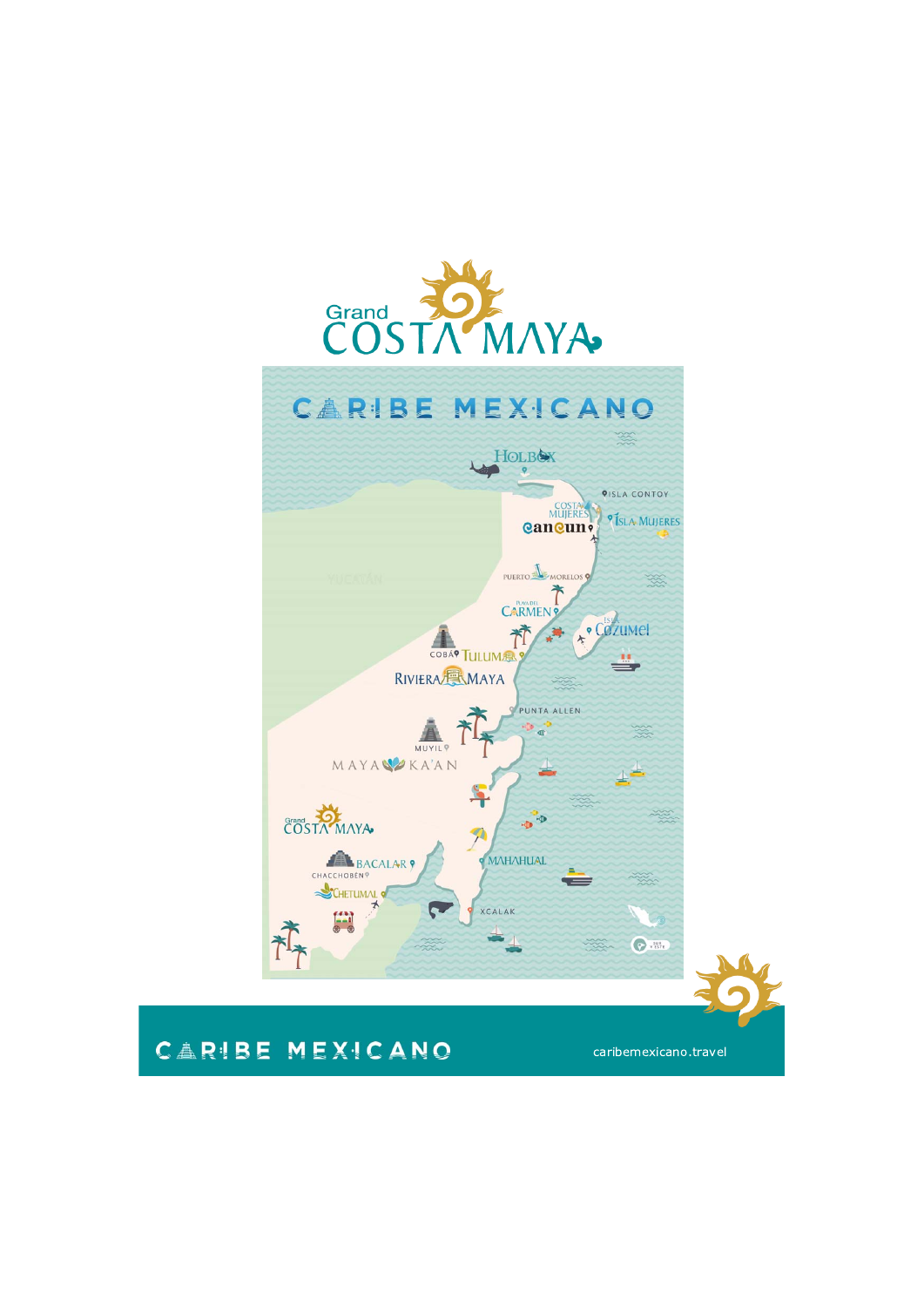Grand COSTA MAYA

CARIBE MEXICANO

HOLBOX

ISLA CONTOY

COSTA MUJERES

ISLA MUJERES

Cancun

YUCATÁN

PUERTO MORELOS

PLAYA DEL CARMEN

ISLA COZUMEL

COBÁ

TULUM

RIVIERA MAYA

PUNTA ALLEN

MUYIL

MAYA KA'AN

Grand COSTA MAYA

BACALAR

CHACCHOBÉN

CHETUMAL

MAHAHUAL

XCALAK

CARIBE MEXICANO

caribemexicano.travel